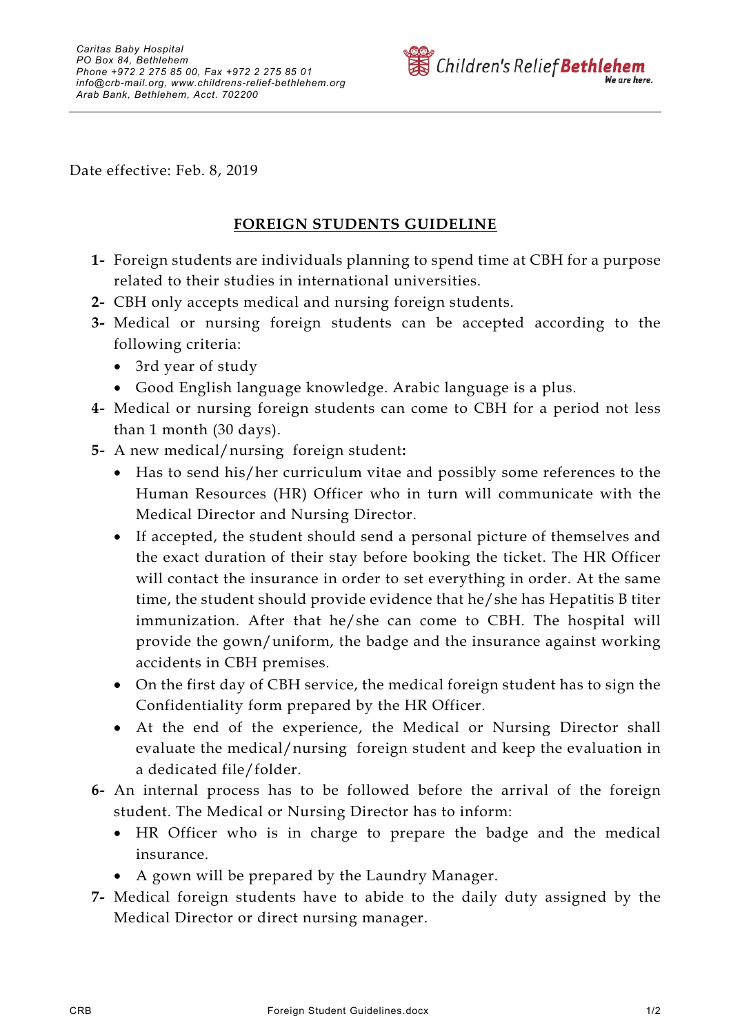Caritas Baby Hospital
PO Box 84, Bethlehem
Phone +972 2 275 85 00, Fax +972 2 275 85 01
info@crb-mail.org, www.childrens-relief-bethlehem.org
Arab Bank, Bethlehem, Acct. 702200

Children's Relief **Bethlehem**
*We are here.*

Date effective: Feb. 8, 2019

## FOREIGN STUDENTS GUIDELINE

**1-** Foreign students are individuals planning to spend time at CBH for a purpose related to their studies in international universities.

**2-** CBH only accepts medical and nursing foreign students.

**3-** Medical or nursing foreign students can be accepted according to the following criteria:
- 3rd year of study
- Good English language knowledge. Arabic language is a plus.

**4-** Medical or nursing foreign students can come to CBH for a period not less than 1 month (30 days).

**5-** A new medical/nursing foreign student**:**
- Has to send his/her curriculum vitae and possibly some references to the Human Resources (HR) Officer who in turn will communicate with the Medical Director and Nursing Director.
- If accepted, the student should send a personal picture of themselves and the exact duration of their stay before booking the ticket. The HR Officer will contact the insurance in order to set everything in order. At the same time, the student should provide evidence that he/she has Hepatitis B titer immunization. After that he/she can come to CBH. The hospital will provide the gown/uniform, the badge and the insurance against working accidents in CBH premises.
- On the first day of CBH service, the medical foreign student has to sign the Confidentiality form prepared by the HR Officer.
- At the end of the experience, the Medical or Nursing Director shall evaluate the medical/nursing foreign student and keep the evaluation in a dedicated file/folder.

**6-** An internal process has to be followed before the arrival of the foreign student. The Medical or Nursing Director has to inform:
- HR Officer who is in charge to prepare the badge and the medical insurance.
- A gown will be prepared by the Laundry Manager.

**7-** Medical foreign students have to abide to the daily duty assigned by the Medical Director or direct nursing manager.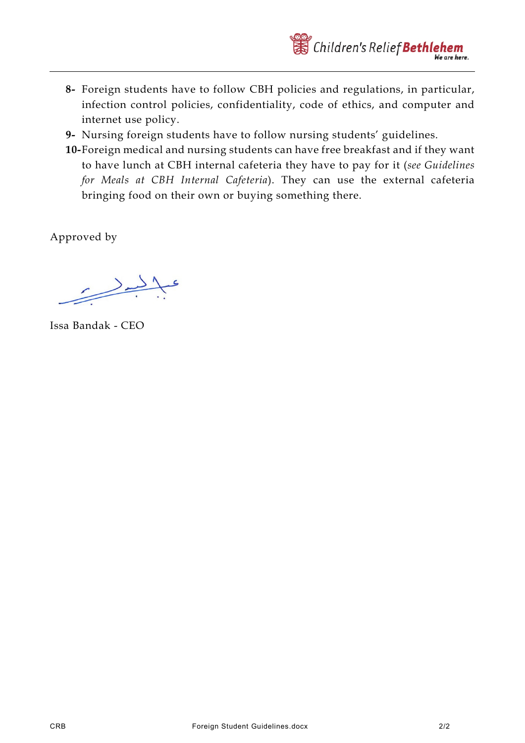8. Foreign students have to follow CBH policies and regulations, in particular, infection control policies, confidentiality, code of ethics, and computer and internet use policy.
9. Nursing foreign students have to follow nursing students' guidelines.
10. Foreign medical and nursing students can have free breakfast and if they want to have lunch at CBH internal cafeteria they have to pay for it (*see Guidelines for Meals at CBH Internal Cafeteria*). They can use the external cafeteria bringing food on their own or buying something there.

Approved by

Issa Bandak - CEO